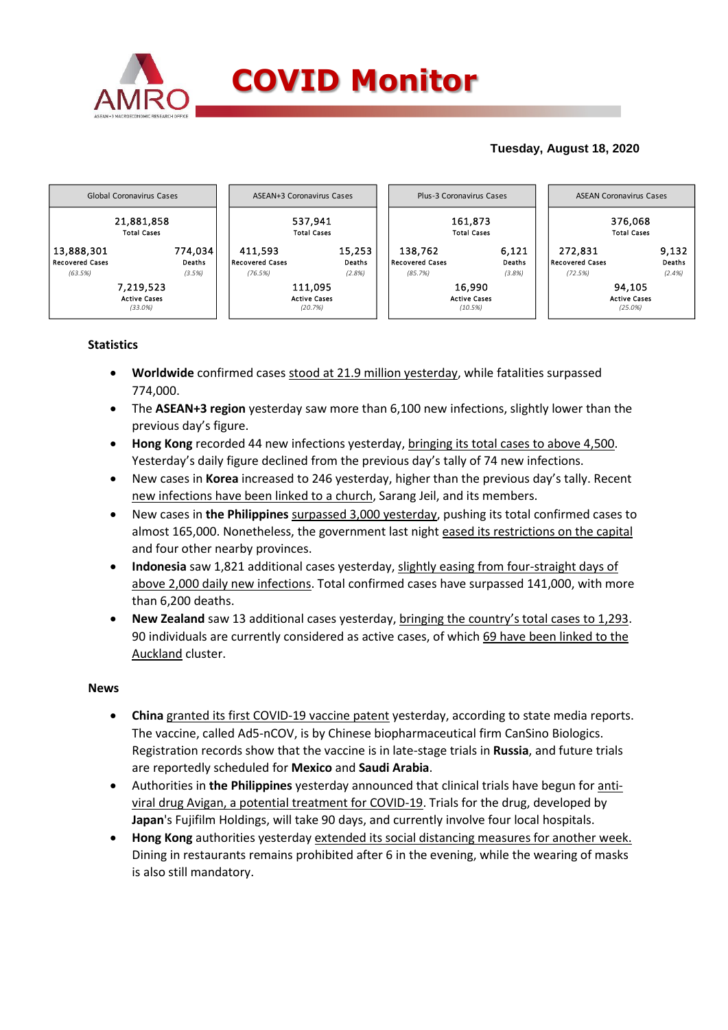# COVID Monitor

**Tuesday, August 18, 2020**

| Global Coronavirus Cases | | ASEAN+3 Coronavirus Cases | | Plus-3 Coronavirus Cases | | ASEAN Coronavirus Cases | |
|---|---|---|---|---|---|---|---|
| 21,881,858 Total Cases | | 537,941 Total Cases | | 161,873 Total Cases | | 376,068 Total Cases | |
| 13,888,301 Recovered Cases (63.5%) | 774,034 Deaths (3.5%) | 411,593 Recovered Cases (76.5%) | 15,253 Deaths (2.8%) | 138,762 Recovered Cases (85.7%) | 6,121 Deaths (3.8%) | 272,831 Recovered Cases (72.5%) | 9,132 Deaths (2.4%) |
| 7,219,523 Active Cases (33.0%) | | 111,095 Active Cases (20.7%) | | 16,990 Active Cases (10.5%) | | 94,105 Active Cases (25.0%) | |

### Statistics

- **Worldwide** confirmed cases stood at 21.9 million yesterday, while fatalities surpassed 774,000.
- The **ASEAN+3 region** yesterday saw more than 6,100 new infections, slightly lower than the previous day's figure.
- **Hong Kong** recorded 44 new infections yesterday, bringing its total cases to above 4,500. Yesterday's daily figure declined from the previous day's tally of 74 new infections.
- New cases in **Korea** increased to 246 yesterday, higher than the previous day's tally. Recent new infections have been linked to a church, Sarang Jeil, and its members.
- New cases in **the Philippines** surpassed 3,000 yesterday, pushing its total confirmed cases to almost 165,000. Nonetheless, the government last night eased its restrictions on the capital and four other nearby provinces.
- **Indonesia** saw 1,821 additional cases yesterday, slightly easing from four-straight days of above 2,000 daily new infections. Total confirmed cases have surpassed 141,000, with more than 6,200 deaths.
- **New Zealand** saw 13 additional cases yesterday, bringing the country's total cases to 1,293. 90 individuals are currently considered as active cases, of which 69 have been linked to the Auckland cluster.

### News

- **China** granted its first COVID-19 vaccine patent yesterday, according to state media reports. The vaccine, called Ad5-nCOV, is by Chinese biopharmaceutical firm CanSino Biologics. Registration records show that the vaccine is in late-stage trials in **Russia**, and future trials are reportedly scheduled for **Mexico** and **Saudi Arabia**.
- Authorities in **the Philippines** yesterday announced that clinical trials have begun for anti-viral drug Avigan, a potential treatment for COVID-19. Trials for the drug, developed by **Japan**'s Fujifilm Holdings, will take 90 days, and currently involve four local hospitals.
- **Hong Kong** authorities yesterday extended its social distancing measures for another week. Dining in restaurants remains prohibited after 6 in the evening, while the wearing of masks is also still mandatory.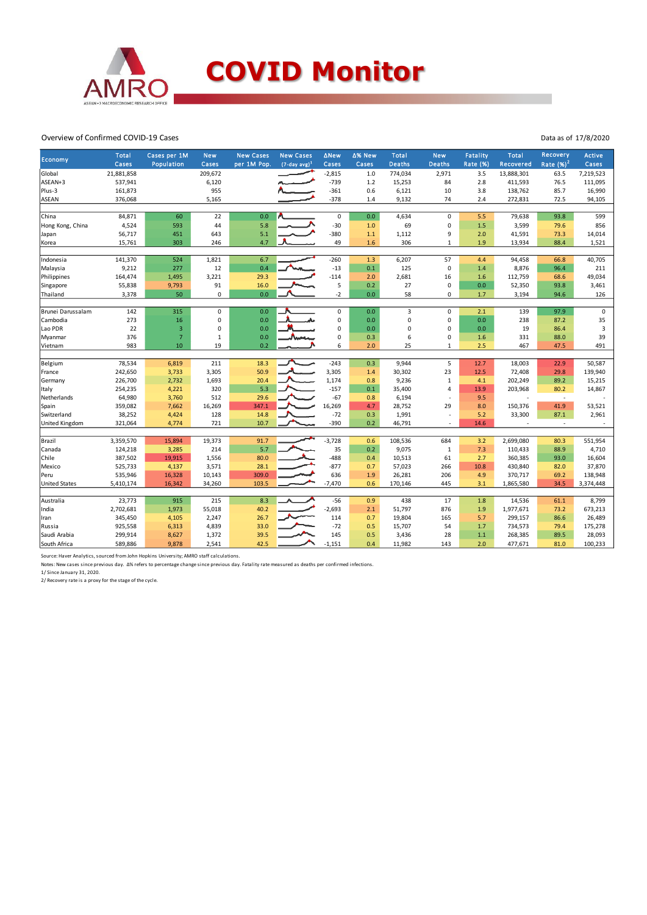# COVID Monitor

AMRO — ASEAN+3 MACROECONOMIC RESEARCH OFFICE

Overview of Confirmed COVID-19 Cases

Data as of 17/8/2020

| Economy | Total Cases | Cases per 1M Population | New Cases | New Cases per 1M Pop. | New Cases (7-day avg)[1] | ΔNew Cases | Δ% New Cases | Total Deaths | New Deaths | Fatality Rate (%) | Total Recovered | Recovery Rate (%)[2] | Active Cases |
|---|---|---|---|---|---|---|---|---|---|---|---|---|---|
| Global | 21,881,858 | | 209,672 | | | -2,815 | 1.0 | 774,034 | 2,971 | 3.5 | 13,888,301 | 63.5 | 7,219,523 |
| ASEAN+3 | 537,941 | | 6,120 | | | -739 | 1.2 | 15,253 | 84 | 2.8 | 411,593 | 76.5 | 111,095 |
| Plus-3 | 161,873 | | 955 | | | -361 | 0.6 | 6,121 | 10 | 3.8 | 138,762 | 85.7 | 16,990 |
| ASEAN | 376,068 | | 5,165 | | | -378 | 1.4 | 9,132 | 74 | 2.4 | 272,831 | 72.5 | 94,105 |
| | | | | | | | | | | | | | |
| China | 84,871 | 60 | 22 | 0.0 | | 0 | 0.0 | 4,634 | 0 | 5.5 | 79,638 | 93.8 | 599 |
| Hong Kong, China | 4,524 | 593 | 44 | 5.8 | | -30 | 1.0 | 69 | 0 | 1.5 | 3,599 | 79.6 | 856 |
| Japan | 56,717 | 451 | 643 | 5.1 | | -380 | 1.1 | 1,112 | 9 | 2.0 | 41,591 | 73.3 | 14,014 |
| Korea | 15,761 | 303 | 246 | 4.7 | | 49 | 1.6 | 306 | 1 | 1.9 | 13,934 | 88.4 | 1,521 |
| | | | | | | | | | | | | | |
| Indonesia | 141,370 | 524 | 1,821 | 6.7 | | -260 | 1.3 | 6,207 | 57 | 4.4 | 94,458 | 66.8 | 40,705 |
| Malaysia | 9,212 | 277 | 12 | 0.4 | | -13 | 0.1 | 125 | 0 | 1.4 | 8,876 | 96.4 | 211 |
| Philippines | 164,474 | 1,495 | 3,221 | 29.3 | | -114 | 2.0 | 2,681 | 16 | 1.6 | 112,759 | 68.6 | 49,034 |
| Singapore | 55,838 | 9,793 | 91 | 16.0 | | 5 | 0.2 | 27 | 0 | 0.0 | 52,350 | 93.8 | 3,461 |
| Thailand | 3,378 | 50 | 0 | 0.0 | | -2 | 0.0 | 58 | 0 | 1.7 | 3,194 | 94.6 | 126 |
| | | | | | | | | | | | | | |
| Brunei Darussalam | 142 | 315 | 0 | 0.0 | | 0 | 0.0 | 3 | 0 | 2.1 | 139 | 97.9 | 0 |
| Cambodia | 273 | 16 | 0 | 0.0 | | 0 | 0.0 | 0 | 0 | 0.0 | 238 | 87.2 | 35 |
| Lao PDR | 22 | 3 | 0 | 0.0 | | 0 | 0.0 | 0 | 0 | 0.0 | 19 | 86.4 | 3 |
| Myanmar | 376 | 7 | 1 | 0.0 | | 0 | 0.3 | 6 | 0 | 1.6 | 331 | 88.0 | 39 |
| Vietnam | 983 | 10 | 19 | 0.2 | | 6 | 2.0 | 25 | 1 | 2.5 | 467 | 47.5 | 491 |
| | | | | | | | | | | | | | |
| Belgium | 78,534 | 6,819 | 211 | 18.3 | | -243 | 0.3 | 9,944 | 5 | 12.7 | 18,003 | 22.9 | 50,587 |
| France | 242,650 | 3,733 | 3,305 | 50.9 | | 3,305 | 1.4 | 30,302 | 23 | 12.5 | 72,408 | 29.8 | 139,940 |
| Germany | 226,700 | 2,732 | 1,693 | 20.4 | | 1,174 | 0.8 | 9,236 | 1 | 4.1 | 202,249 | 89.2 | 15,215 |
| Italy | 254,235 | 4,221 | 320 | 5.3 | | -157 | 0.1 | 35,400 | 4 | 13.9 | 203,968 | 80.2 | 14,867 |
| Netherlands | 64,980 | 3,760 | 512 | 29.6 | | -67 | 0.8 | 6,194 | - | 9.5 | - | - | - |
| Spain | 359,082 | 7,662 | 16,269 | 347.1 | | 16,269 | 4.7 | 28,752 | 29 | 8.0 | 150,376 | 41.9 | 53,521 |
| Switzerland | 38,252 | 4,424 | 128 | 14.8 | | -72 | 0.3 | 1,991 | - | 5.2 | 33,300 | 87.1 | 2,961 |
| United Kingdom | 321,064 | 4,774 | 721 | 10.7 | | -390 | 0.2 | 46,791 | - | 14.6 | - | - | - |
| | | | | | | | | | | | | | |
| Brazil | 3,359,570 | 15,894 | 19,373 | 91.7 | | -3,728 | 0.6 | 108,536 | 684 | 3.2 | 2,699,080 | 80.3 | 551,954 |
| Canada | 124,218 | 3,285 | 214 | 5.7 | | 35 | 0.2 | 9,075 | 1 | 7.3 | 110,433 | 88.9 | 4,710 |
| Chile | 387,502 | 19,915 | 1,556 | 80.0 | | -488 | 0.4 | 10,513 | 61 | 2.7 | 360,385 | 93.0 | 16,604 |
| Mexico | 525,733 | 4,137 | 3,571 | 28.1 | | -877 | 0.7 | 57,023 | 266 | 10.8 | 430,840 | 82.0 | 37,870 |
| Peru | 535,946 | 16,328 | 10,143 | 309.0 | | 636 | 1.9 | 26,281 | 206 | 4.9 | 370,717 | 69.2 | 138,948 |
| United States | 5,410,174 | 16,342 | 34,260 | 103.5 | | -7,470 | 0.6 | 170,146 | 445 | 3.1 | 1,865,580 | 34.5 | 3,374,448 |
| | | | | | | | | | | | | | |
| Australia | 23,773 | 915 | 215 | 8.3 | | -56 | 0.9 | 438 | 17 | 1.8 | 14,536 | 61.1 | 8,799 |
| India | 2,702,681 | 1,973 | 55,018 | 40.2 | | -2,693 | 2.1 | 51,797 | 876 | 1.9 | 1,977,671 | 73.2 | 673,213 |
| Iran | 345,450 | 4,105 | 2,247 | 26.7 | | 114 | 0.7 | 19,804 | 165 | 5.7 | 299,157 | 86.6 | 26,489 |
| Russia | 925,558 | 6,313 | 4,839 | 33.0 | | -72 | 0.5 | 15,707 | 54 | 1.7 | 734,573 | 79.4 | 175,278 |
| Saudi Arabia | 299,914 | 8,627 | 1,372 | 39.5 | | 145 | 0.5 | 3,436 | 28 | 1.1 | 268,385 | 89.5 | 28,093 |
| South Africa | 589,886 | 9,878 | 2,541 | 42.5 | | -1,151 | 0.4 | 11,982 | 143 | 2.0 | 477,671 | 81.0 | 100,233 |

Source: Haver Analytics, sourced from John Hopkins University; AMRO staff calculations.

Notes: New cases since previous day. Δ% refers to percentage change since previous day. Fatality rate measured as deaths per confirmed infections.

1/ Since January 31, 2020.

2/ Recovery rate is a proxy for the stage of the cycle.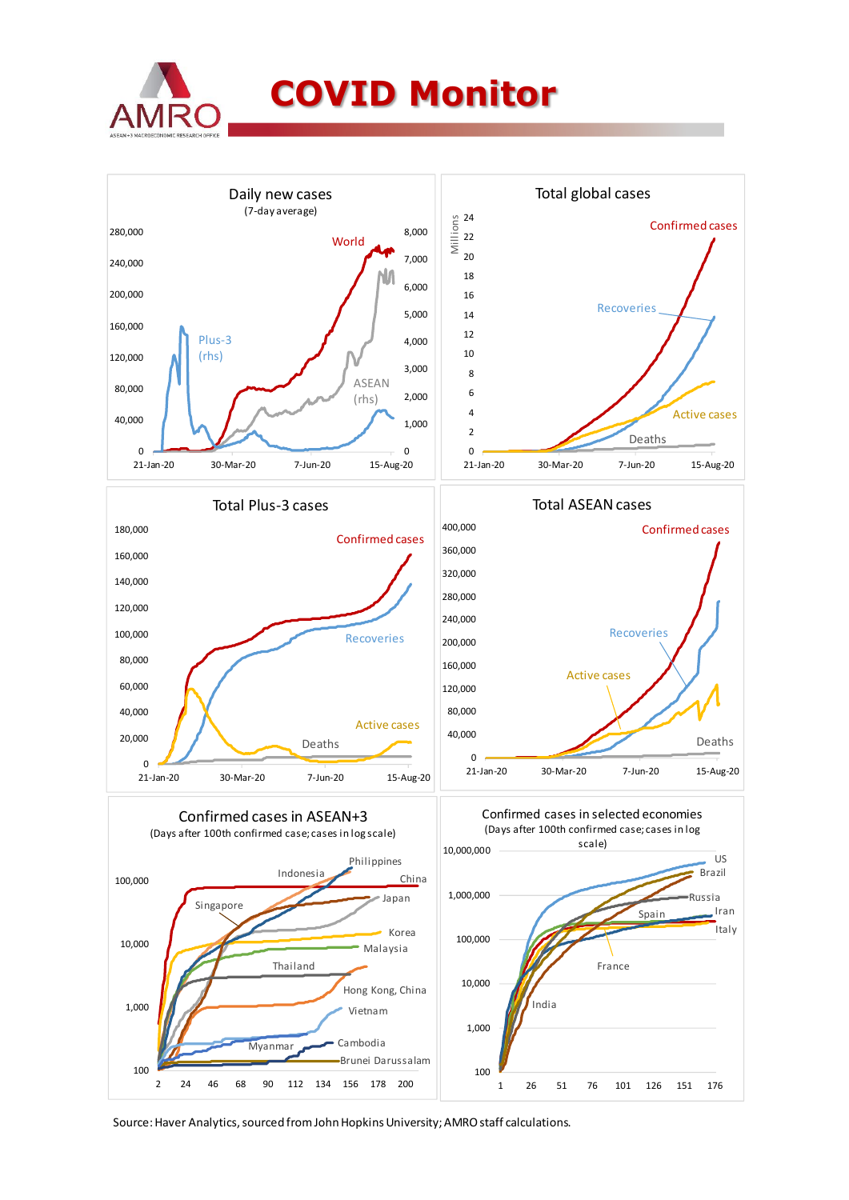# COVID Monitor

AMRO
ASEAN+3 MACROECONOMIC RESEARCH OFFICE

## Daily new cases
(7-day average)

280,000
240,000
200,000
160,000
120,000
80,000
40,000
0

8,000
7,000
6,000
5,000
4,000
3,000
2,000
1,000
0

World
Plus-3 (rhs)
ASEAN (rhs)

21-Jan-20 30-Mar-20 7-Jun-20 15-Aug-20

## Total global cases

Millions

24
22
20
18
16
14
12
10
8
6
4
2
0

Confirmed cases
Recoveries
Active cases
Deaths

21-Jan-20 30-Mar-20 7-Jun-20 15-Aug-20

## Total Plus-3 cases

180,000
160,000
140,000
120,000
100,000
80,000
60,000
40,000
20,000
0

Confirmed cases
Recoveries
Active cases
Deaths

21-Jan-20 30-Mar-20 7-Jun-20 15-Aug-20

## Total ASEAN cases

400,000
360,000
320,000
280,000
240,000
200,000
160,000
120,000
80,000
40,000
0

Confirmed cases
Recoveries
Active cases
Deaths

21-Jan-20 30-Mar-20 7-Jun-20 15-Aug-20

## Confirmed cases in ASEAN+3
(Days after 100th confirmed case; cases in log scale)

100,000
10,000
1,000
100

Philippines
Indonesia
China
Japan
Singapore
Korea
Malaysia
Thailand
Hong Kong, China
Vietnam
Myanmar
Cambodia
Brunei Darussalam

2 24 46 68 90 112 134 156 178 200

## Confirmed cases in selected economies
(Days after 100th confirmed case; cases in log scale)

10,000,000
1,000,000
100,000
10,000
1,000
100

US
Brazil
Russia
Iran
Spain
Italy
France
India

1 26 51 76 101 126 151 176

Source: Haver Analytics, sourced from John Hopkins University; AMRO staff calculations.